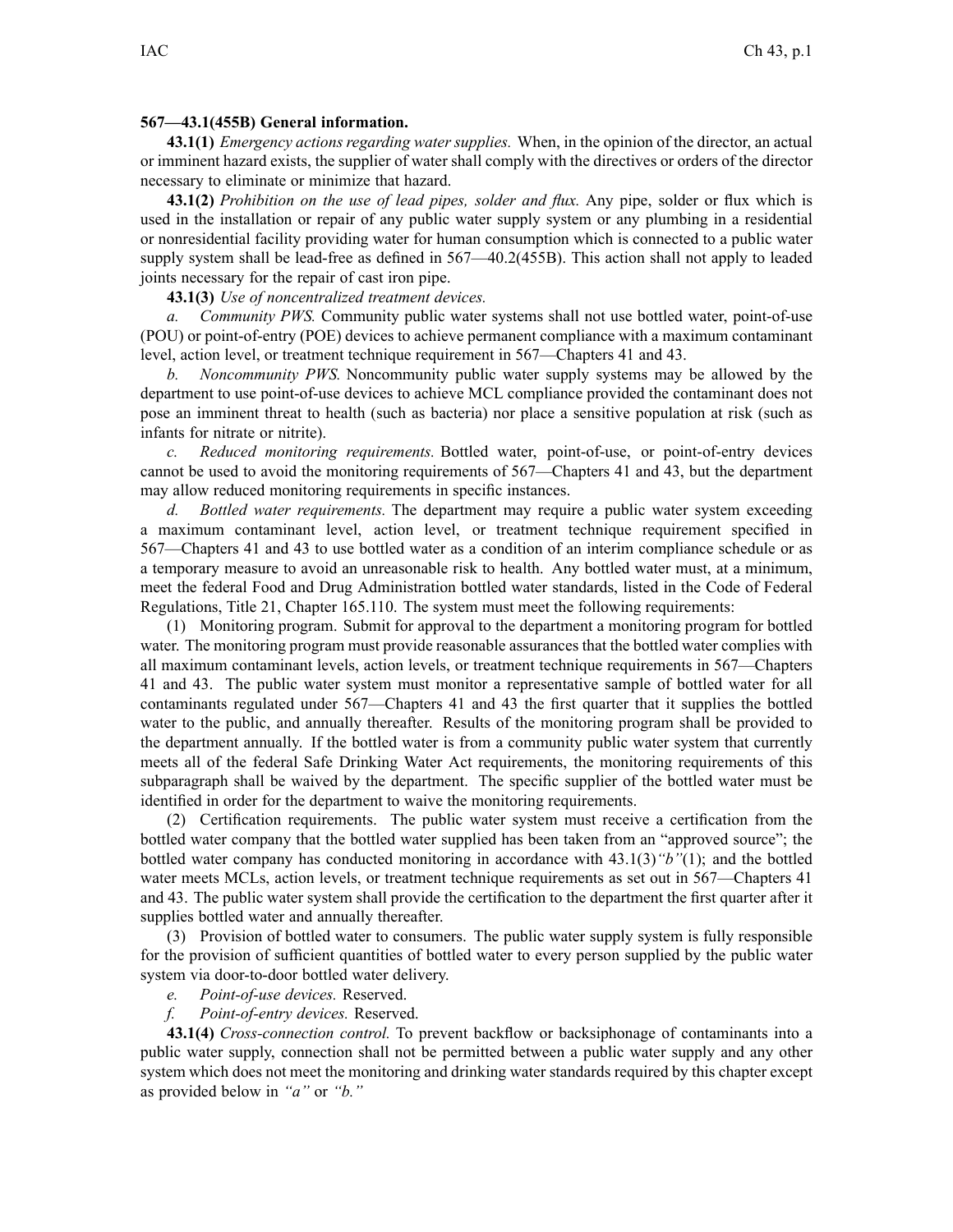**567—43.1(455B) General information.**

**43.1(1)** *Emergency actions regarding water supplies.* When, in the opinion of the director, an actual or imminent hazard exists, the supplier of water shall comply with the directives or orders of the director necessary to eliminate or minimize that hazard.

**43.1(2)** *Prohibition on the use of lead pipes, solder and flux.* Any pipe, solder or flux which is used in the installation or repair of any public water supply system or any plumbing in a residential or nonresidential facility providing water for human consumption which is connected to a public water supply system shall be lead-free as defined in 567—40.2(455B). This action shall not apply to leaded joints necessary for the repair of cast iron pipe.

**43.1(3)** *Use of noncentralized treatment devices.*

*a. Community PWS.* Community public water systems shall not use bottled water, point-of-use (POU) or point-of-entry (POE) devices to achieve permanent compliance with a maximum contaminant level, action level, or treatment technique requirement in 567—Chapters 41 and 43.

*b. Noncommunity PWS.* Noncommunity public water supply systems may be allowed by the department to use point-of-use devices to achieve MCL compliance provided the contaminant does not pose an imminent threat to health (such as bacteria) nor place a sensitive population at risk (such as infants for nitrate or nitrite).

*c. Reduced monitoring requirements.* Bottled water, point-of-use, or point-of-entry devices cannot be used to avoid the monitoring requirements of 567—Chapters 41 and 43, but the department may allow reduced monitoring requirements in specific instances.

*d. Bottled water requirements.* The department may require a public water system exceeding a maximum contaminant level, action level, or treatment technique requirement specified in 567—Chapters 41 and 43 to use bottled water as a condition of an interim compliance schedule or as a temporary measure to avoid an unreasonable risk to health. Any bottled water must, at a minimum, meet the federal Food and Drug Administration bottled water standards, listed in the Code of Federal Regulations, Title 21, Chapter 165.110. The system must meet the following requirements:

(1) Monitoring program. Submit for approval to the department a monitoring program for bottled water. The monitoring program must provide reasonable assurances that the bottled water complies with all maximum contaminant levels, action levels, or treatment technique requirements in 567—Chapters 41 and 43. The public water system must monitor a representative sample of bottled water for all contaminants regulated under 567—Chapters 41 and 43 the first quarter that it supplies the bottled water to the public, and annually thereafter. Results of the monitoring program shall be provided to the department annually. If the bottled water is from a community public water system that currently meets all of the federal Safe Drinking Water Act requirements, the monitoring requirements of this subparagraph shall be waived by the department. The specific supplier of the bottled water must be identified in order for the department to waive the monitoring requirements.

(2) Certification requirements. The public water system must receive a certification from the bottled water company that the bottled water supplied has been taken from an "approved source"; the bottled water company has conducted monitoring in accordance with 43.1(3)*"b"*(1); and the bottled water meets MCLs, action levels, or treatment technique requirements as set out in 567—Chapters 41 and 43. The public water system shall provide the certification to the department the first quarter after it supplies bottled water and annually thereafter.

(3) Provision of bottled water to consumers. The public water supply system is fully responsible for the provision of sufficient quantities of bottled water to every person supplied by the public water system via door-to-door bottled water delivery.

*e. Point-of-use devices.* Reserved.

*f. Point-of-entry devices.* Reserved.

**43.1(4)** *Cross-connection control.* To prevent backflow or backsiphonage of contaminants into a public water supply, connection shall not be permitted between a public water supply and any other system which does not meet the monitoring and drinking water standards required by this chapter except as provided below in *"a"* or *"b."*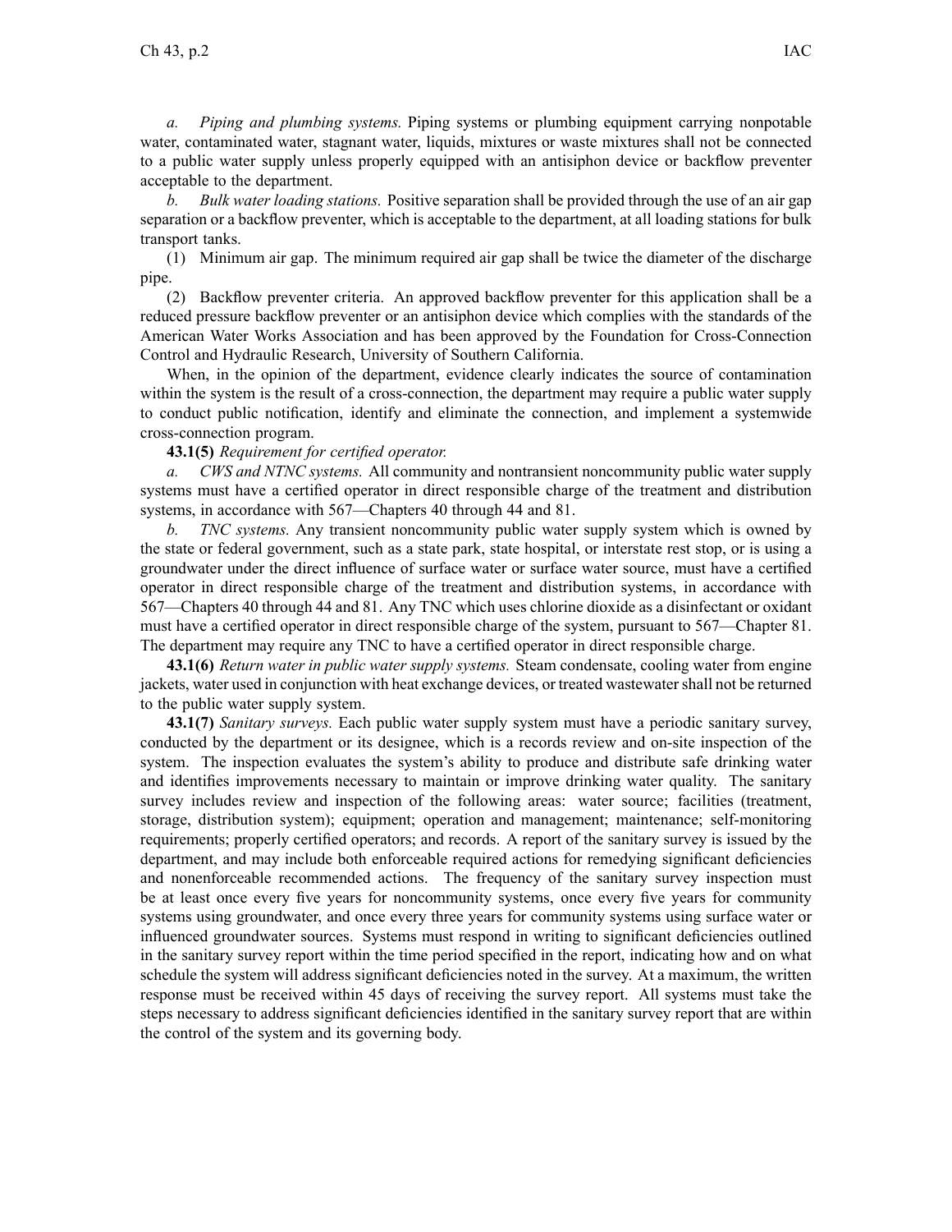*a. Piping and plumbing systems.* Piping systems or plumbing equipment carrying nonpotable water, contaminated water, stagnant water, liquids, mixtures or waste mixtures shall not be connected to a public water supply unless properly equipped with an antisiphon device or backflow preventer acceptable to the department.

*b. Bulk water loading stations.* Positive separation shall be provided through the use of an air gap separation or a backflow preventer, which is acceptable to the department, at all loading stations for bulk transport tanks.

(1) Minimum air gap. The minimum required air gap shall be twice the diameter of the discharge pipe.

(2) Backflow preventer criteria. An approved backflow preventer for this application shall be a reduced pressure backflow preventer or an antisiphon device which complies with the standards of the American Water Works Association and has been approved by the Foundation for Cross-Connection Control and Hydraulic Research, University of Southern California.

When, in the opinion of the department, evidence clearly indicates the source of contamination within the system is the result of a cross-connection, the department may require a public water supply to conduct public notification, identify and eliminate the connection, and implement a systemwide cross-connection program.

**43.1(5)** *Requirement for certified operator.*

*a. CWS and NTNC systems.* All community and nontransient noncommunity public water supply systems must have a certified operator in direct responsible charge of the treatment and distribution systems, in accordance with 567—Chapters 40 through 44 and 81.

*b. TNC systems.* Any transient noncommunity public water supply system which is owned by the state or federal government, such as a state park, state hospital, or interstate rest stop, or is using a groundwater under the direct influence of surface water or surface water source, must have a certified operator in direct responsible charge of the treatment and distribution systems, in accordance with 567—Chapters 40 through 44 and 81. Any TNC which uses chlorine dioxide as a disinfectant or oxidant must have a certified operator in direct responsible charge of the system, pursuant to 567—Chapter 81. The department may require any TNC to have a certified operator in direct responsible charge.

**43.1(6)** *Return water in public water supply systems.* Steam condensate, cooling water from engine jackets, water used in conjunction with heat exchange devices, or treated wastewater shall not be returned to the public water supply system.

**43.1(7)** *Sanitary surveys.* Each public water supply system must have a periodic sanitary survey, conducted by the department or its designee, which is a records review and on-site inspection of the system. The inspection evaluates the system's ability to produce and distribute safe drinking water and identifies improvements necessary to maintain or improve drinking water quality. The sanitary survey includes review and inspection of the following areas: water source; facilities (treatment, storage, distribution system); equipment; operation and management; maintenance; self-monitoring requirements; properly certified operators; and records. A report of the sanitary survey is issued by the department, and may include both enforceable required actions for remedying significant deficiencies and nonenforceable recommended actions. The frequency of the sanitary survey inspection must be at least once every five years for noncommunity systems, once every five years for community systems using groundwater, and once every three years for community systems using surface water or influenced groundwater sources. Systems must respond in writing to significant deficiencies outlined in the sanitary survey report within the time period specified in the report, indicating how and on what schedule the system will address significant deficiencies noted in the survey. At a maximum, the written response must be received within 45 days of receiving the survey report. All systems must take the steps necessary to address significant deficiencies identified in the sanitary survey report that are within the control of the system and its governing body.